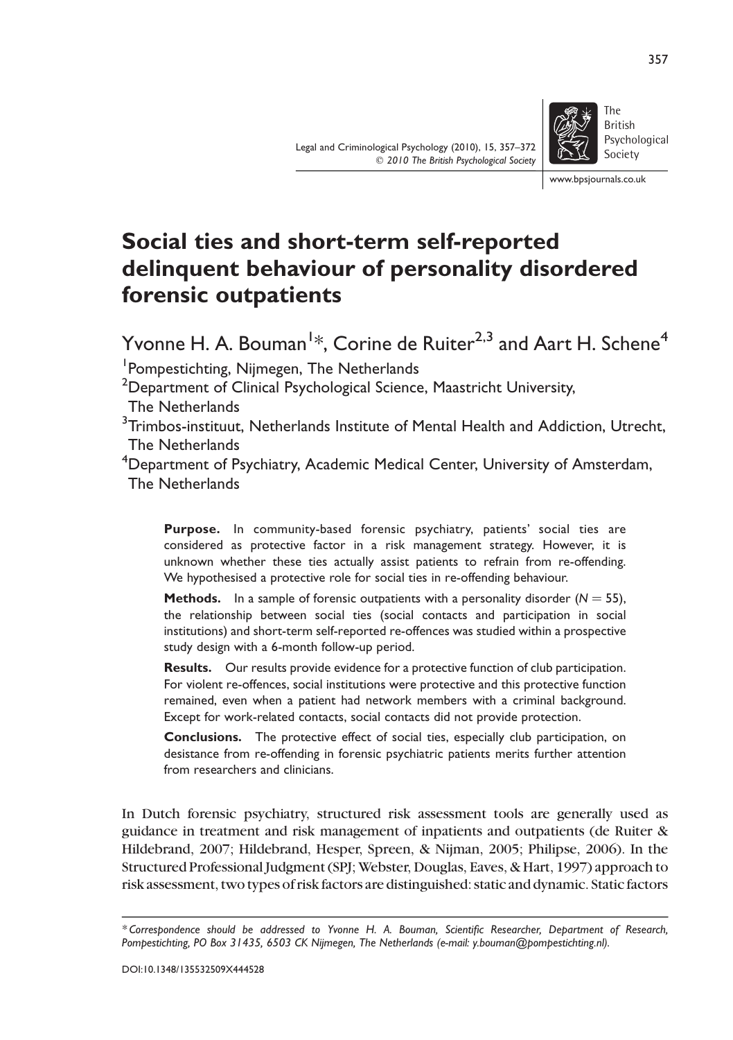# Social ties and short-term self-reported delinquent behaviour of personality disordered forensic outpatients

Yvonne H. A. Bouman[1]*, Corine de Ruiter[2,3] and Aart H. Schene[4]

[1]Pompestichting, Nijmegen, The Netherlands
[2]Department of Clinical Psychological Science, Maastricht University, The Netherlands
[3]Trimbos-instituut, Netherlands Institute of Mental Health and Addiction, Utrecht, The Netherlands
[4]Department of Psychiatry, Academic Medical Center, University of Amsterdam, The Netherlands

**Purpose.** In community-based forensic psychiatry, patients' social ties are considered as protective factor in a risk management strategy. However, it is unknown whether these ties actually assist patients to refrain from re-offending. We hypothesised a protective role for social ties in re-offending behaviour.

**Methods.** In a sample of forensic outpatients with a personality disorder ($N = 55$), the relationship between social ties (social contacts and participation in social institutions) and short-term self-reported re-offences was studied within a prospective study design with a 6-month follow-up period.

**Results.** Our results provide evidence for a protective function of club participation. For violent re-offences, social institutions were protective and this protective function remained, even when a patient had network members with a criminal background. Except for work-related contacts, social contacts did not provide protection.

**Conclusions.** The protective effect of social ties, especially club participation, on desistance from re-offending in forensic psychiatric patients merits further attention from researchers and clinicians.

In Dutch forensic psychiatry, structured risk assessment tools are generally used as guidance in treatment and risk management of inpatients and outpatients (de Ruiter & Hildebrand, 2007; Hildebrand, Hesper, Spreen, & Nijman, 2005; Philipse, 2006). In the Structured Professional Judgment (SPJ; Webster, Douglas, Eaves, & Hart, 1997) approach to risk assessment, two types of risk factors are distinguished: static and dynamic. Static factors

*Correspondence should be addressed to Yvonne H. A. Bouman, Scientific Researcher, Department of Research, Pompestichting, PO Box 31435, 6503 CK Nijmegen, The Netherlands (e-mail: y.bouman@pompestichting.nl).

DOI:10.1348/135532509X444528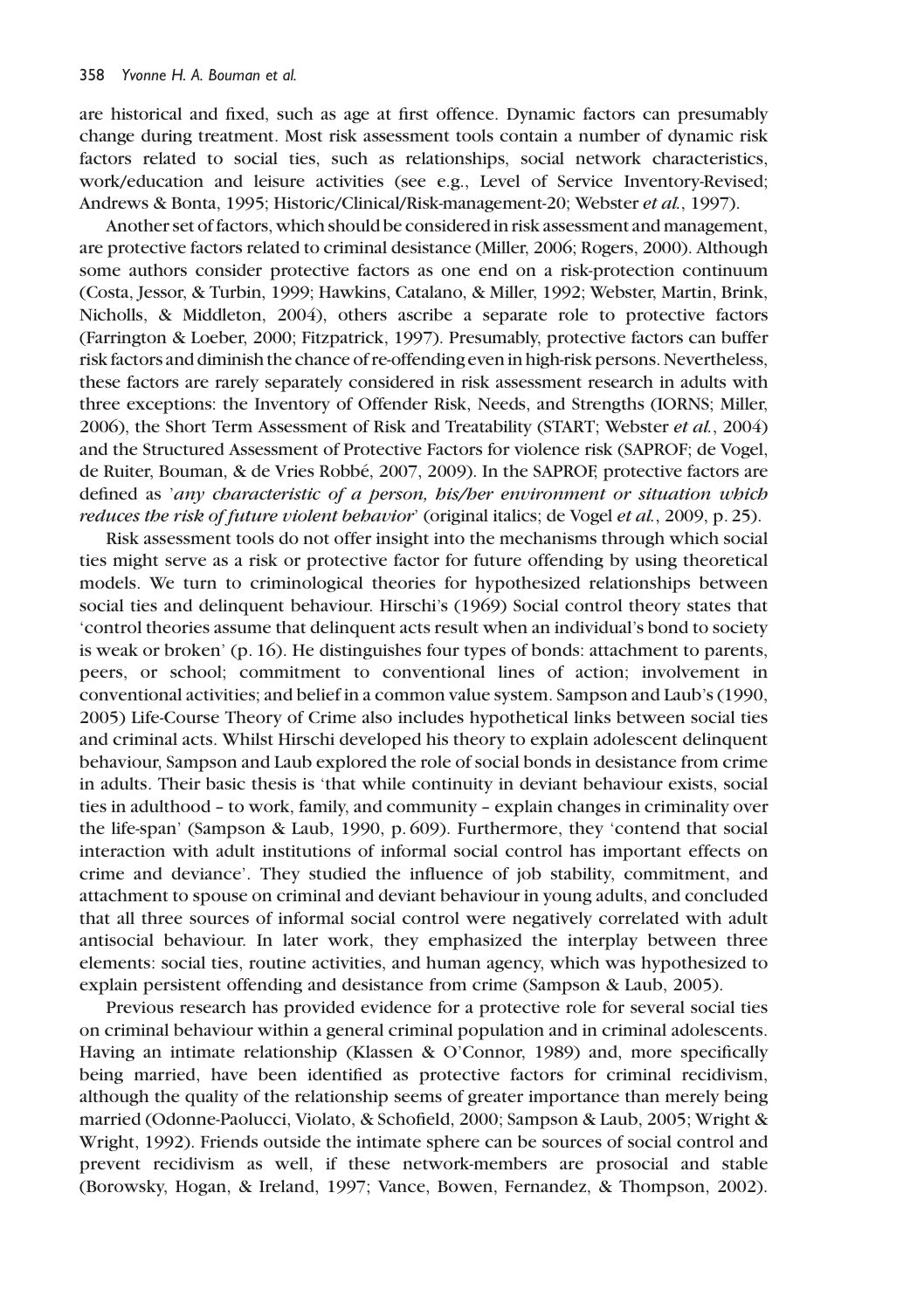are historical and fixed, such as age at first offence. Dynamic factors can presumably change during treatment. Most risk assessment tools contain a number of dynamic risk factors related to social ties, such as relationships, social network characteristics, work/education and leisure activities (see e.g., Level of Service Inventory-Revised; Andrews & Bonta, 1995; Historic/Clinical/Risk-management-20; Webster *et al.*, 1997).

Another set of factors, which should be considered in risk assessment and management, are protective factors related to criminal desistance (Miller, 2006; Rogers, 2000). Although some authors consider protective factors as one end on a risk-protection continuum (Costa, Jessor, & Turbin, 1999; Hawkins, Catalano, & Miller, 1992; Webster, Martin, Brink, Nicholls, & Middleton, 2004), others ascribe a separate role to protective factors (Farrington & Loeber, 2000; Fitzpatrick, 1997). Presumably, protective factors can buffer risk factors and diminish the chance of re-offending even in high-risk persons. Nevertheless, these factors are rarely separately considered in risk assessment research in adults with three exceptions: the Inventory of Offender Risk, Needs, and Strengths (IORNS; Miller, 2006), the Short Term Assessment of Risk and Treatability (START; Webster *et al.*, 2004) and the Structured Assessment of Protective Factors for violence risk (SAPROF; de Vogel, de Ruiter, Bouman, & de Vries Robbé, 2007, 2009). In the SAPROF, protective factors are defined as '*any characteristic of a person, his/her environment or situation which reduces the risk of future violent behavior*' (original italics; de Vogel *et al.*, 2009, p. 25).

Risk assessment tools do not offer insight into the mechanisms through which social ties might serve as a risk or protective factor for future offending by using theoretical models. We turn to criminological theories for hypothesized relationships between social ties and delinquent behaviour. Hirschi's (1969) Social control theory states that 'control theories assume that delinquent acts result when an individual's bond to society is weak or broken' (p. 16). He distinguishes four types of bonds: attachment to parents, peers, or school; commitment to conventional lines of action; involvement in conventional activities; and belief in a common value system. Sampson and Laub's (1990, 2005) Life-Course Theory of Crime also includes hypothetical links between social ties and criminal acts. Whilst Hirschi developed his theory to explain adolescent delinquent behaviour, Sampson and Laub explored the role of social bonds in desistance from crime in adults. Their basic thesis is 'that while continuity in deviant behaviour exists, social ties in adulthood – to work, family, and community – explain changes in criminality over the life-span' (Sampson & Laub, 1990, p. 609). Furthermore, they 'contend that social interaction with adult institutions of informal social control has important effects on crime and deviance'. They studied the influence of job stability, commitment, and attachment to spouse on criminal and deviant behaviour in young adults, and concluded that all three sources of informal social control were negatively correlated with adult antisocial behaviour. In later work, they emphasized the interplay between three elements: social ties, routine activities, and human agency, which was hypothesized to explain persistent offending and desistance from crime (Sampson & Laub, 2005).

Previous research has provided evidence for a protective role for several social ties on criminal behaviour within a general criminal population and in criminal adolescents. Having an intimate relationship (Klassen & O'Connor, 1989) and, more specifically being married, have been identified as protective factors for criminal recidivism, although the quality of the relationship seems of greater importance than merely being married (Odonne-Paolucci, Violato, & Schofield, 2000; Sampson & Laub, 2005; Wright & Wright, 1992). Friends outside the intimate sphere can be sources of social control and prevent recidivism as well, if these network-members are prosocial and stable (Borowsky, Hogan, & Ireland, 1997; Vance, Bowen, Fernandez, & Thompson, 2002).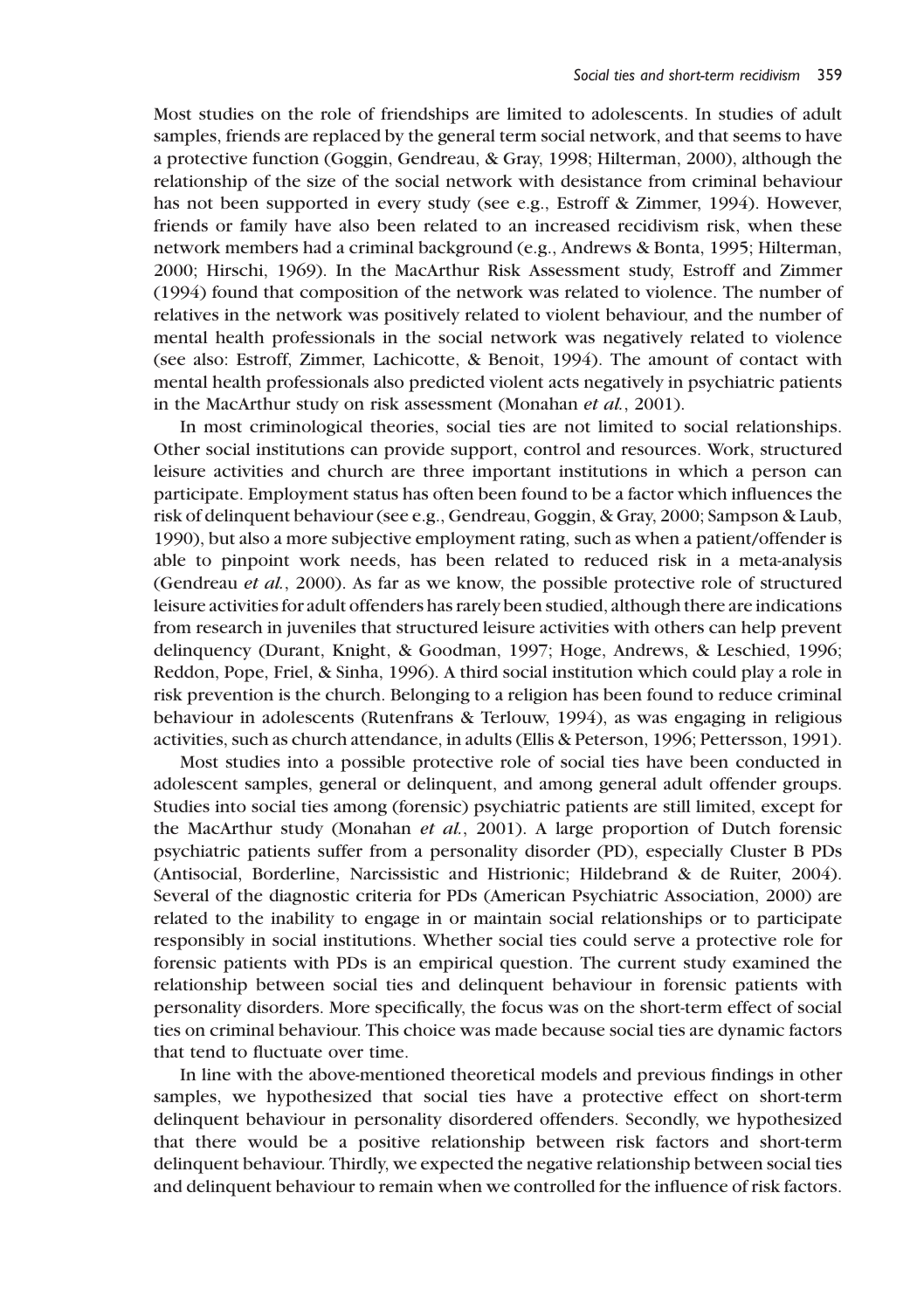Most studies on the role of friendships are limited to adolescents. In studies of adult samples, friends are replaced by the general term social network, and that seems to have a protective function (Goggin, Gendreau, & Gray, 1998; Hilterman, 2000), although the relationship of the size of the social network with desistance from criminal behaviour has not been supported in every study (see e.g., Estroff & Zimmer, 1994). However, friends or family have also been related to an increased recidivism risk, when these network members had a criminal background (e.g., Andrews & Bonta, 1995; Hilterman, 2000; Hirschi, 1969). In the MacArthur Risk Assessment study, Estroff and Zimmer (1994) found that composition of the network was related to violence. The number of relatives in the network was positively related to violent behaviour, and the number of mental health professionals in the social network was negatively related to violence (see also: Estroff, Zimmer, Lachicotte, & Benoit, 1994). The amount of contact with mental health professionals also predicted violent acts negatively in psychiatric patients in the MacArthur study on risk assessment (Monahan *et al.*, 2001).

In most criminological theories, social ties are not limited to social relationships. Other social institutions can provide support, control and resources. Work, structured leisure activities and church are three important institutions in which a person can participate. Employment status has often been found to be a factor which influences the risk of delinquent behaviour (see e.g., Gendreau, Goggin, & Gray, 2000; Sampson & Laub, 1990), but also a more subjective employment rating, such as when a patient/offender is able to pinpoint work needs, has been related to reduced risk in a meta-analysis (Gendreau *et al.*, 2000). As far as we know, the possible protective role of structured leisure activities for adult offenders has rarely been studied, although there are indications from research in juveniles that structured leisure activities with others can help prevent delinquency (Durant, Knight, & Goodman, 1997; Hoge, Andrews, & Leschied, 1996; Reddon, Pope, Friel, & Sinha, 1996). A third social institution which could play a role in risk prevention is the church. Belonging to a religion has been found to reduce criminal behaviour in adolescents (Rutenfrans & Terlouw, 1994), as was engaging in religious activities, such as church attendance, in adults (Ellis & Peterson, 1996; Pettersson, 1991).

Most studies into a possible protective role of social ties have been conducted in adolescent samples, general or delinquent, and among general adult offender groups. Studies into social ties among (forensic) psychiatric patients are still limited, except for the MacArthur study (Monahan *et al.*, 2001). A large proportion of Dutch forensic psychiatric patients suffer from a personality disorder (PD), especially Cluster B PDs (Antisocial, Borderline, Narcissistic and Histrionic; Hildebrand & de Ruiter, 2004). Several of the diagnostic criteria for PDs (American Psychiatric Association, 2000) are related to the inability to engage in or maintain social relationships or to participate responsibly in social institutions. Whether social ties could serve a protective role for forensic patients with PDs is an empirical question. The current study examined the relationship between social ties and delinquent behaviour in forensic patients with personality disorders. More specifically, the focus was on the short-term effect of social ties on criminal behaviour. This choice was made because social ties are dynamic factors that tend to fluctuate over time.

In line with the above-mentioned theoretical models and previous findings in other samples, we hypothesized that social ties have a protective effect on short-term delinquent behaviour in personality disordered offenders. Secondly, we hypothesized that there would be a positive relationship between risk factors and short-term delinquent behaviour. Thirdly, we expected the negative relationship between social ties and delinquent behaviour to remain when we controlled for the influence of risk factors.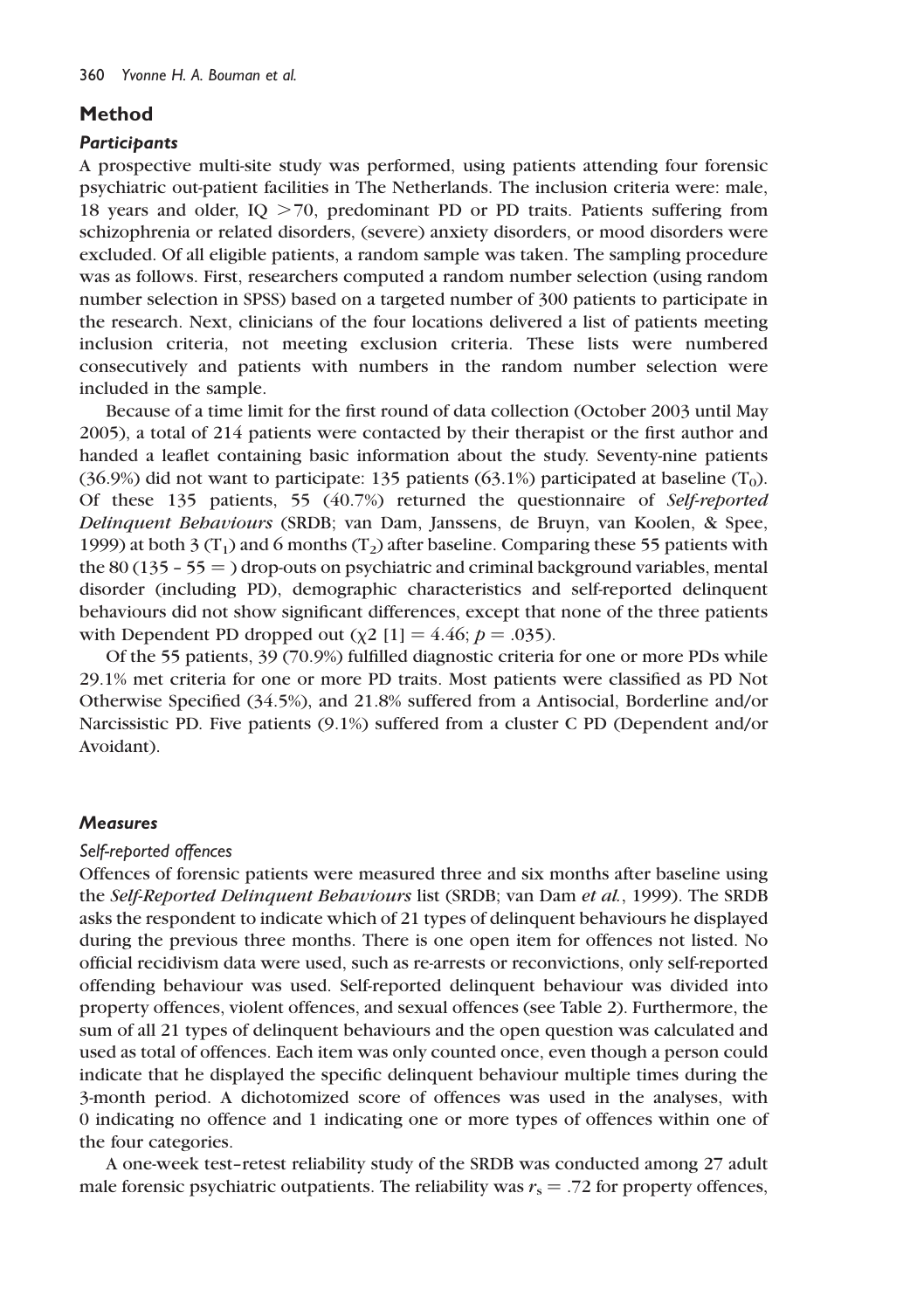## Method

### *Participants*

A prospective multi-site study was performed, using patients attending four forensic psychiatric out-patient facilities in The Netherlands. The inclusion criteria were: male, 18 years and older, IQ $>70$, predominant PD or PD traits. Patients suffering from schizophrenia or related disorders, (severe) anxiety disorders, or mood disorders were excluded. Of all eligible patients, a random sample was taken. The sampling procedure was as follows. First, researchers computed a random number selection (using random number selection in SPSS) based on a targeted number of 300 patients to participate in the research. Next, clinicians of the four locations delivered a list of patients meeting inclusion criteria, not meeting exclusion criteria. These lists were numbered consecutively and patients with numbers in the random number selection were included in the sample.

Because of a time limit for the first round of data collection (October 2003 until May 2005), a total of 214 patients were contacted by their therapist or the first author and handed a leaflet containing basic information about the study. Seventy-nine patients (36.9%) did not want to participate: 135 patients (63.1%) participated at baseline ($T_0$). Of these 135 patients, 55 (40.7%) returned the questionnaire of *Self-reported Delinquent Behaviours* (SRDB; van Dam, Janssens, de Bruyn, van Koolen, & Spee, 1999) at both 3 ($T_1$) and 6 months ($T_2$) after baseline. Comparing these 55 patients with the 80 (135 – 55 = ) drop-outs on psychiatric and criminal background variables, mental disorder (including PD), demographic characteristics and self-reported delinquent behaviours did not show significant differences, except that none of the three patients with Dependent PD dropped out ($\chi 2\ [1] = 4.46$; $p = .035$).

Of the 55 patients, 39 (70.9%) fulfilled diagnostic criteria for one or more PDs while 29.1% met criteria for one or more PD traits. Most patients were classified as PD Not Otherwise Specified (34.5%), and 21.8% suffered from a Antisocial, Borderline and/or Narcissistic PD. Five patients (9.1%) suffered from a cluster C PD (Dependent and/or Avoidant).

### *Measures*

#### *Self-reported offences*

Offences of forensic patients were measured three and six months after baseline using the *Self-Reported Delinquent Behaviours* list (SRDB; van Dam *et al.*, 1999). The SRDB asks the respondent to indicate which of 21 types of delinquent behaviours he displayed during the previous three months. There is one open item for offences not listed. No official recidivism data were used, such as re-arrests or reconvictions, only self-reported offending behaviour was used. Self-reported delinquent behaviour was divided into property offences, violent offences, and sexual offences (see Table 2). Furthermore, the sum of all 21 types of delinquent behaviours and the open question was calculated and used as total of offences. Each item was only counted once, even though a person could indicate that he displayed the specific delinquent behaviour multiple times during the 3-month period. A dichotomized score of offences was used in the analyses, with 0 indicating no offence and 1 indicating one or more types of offences within one of the four categories.

A one-week test–retest reliability study of the SRDB was conducted among 27 adult male forensic psychiatric outpatients. The reliability was $r_s = .72$ for property offences,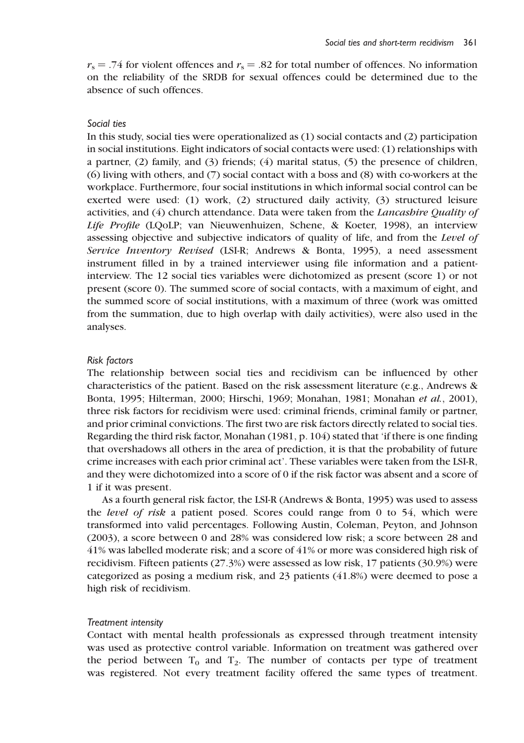$r_s = .74$ for violent offences and $r_s = .82$ for total number of offences. No information on the reliability of the SRDB for sexual offences could be determined due to the absence of such offences.

### *Social ties*

In this study, social ties were operationalized as (1) social contacts and (2) participation in social institutions. Eight indicators of social contacts were used: (1) relationships with a partner, (2) family, and (3) friends; (4) marital status, (5) the presence of children, (6) living with others, and (7) social contact with a boss and (8) with co-workers at the workplace. Furthermore, four social institutions in which informal social control can be exerted were used: (1) work, (2) structured daily activity, (3) structured leisure activities, and (4) church attendance. Data were taken from the ***Lancashire Quality of Life Profile*** (LQoLP; van Nieuwenhuizen, Schene, & Koeter, 1998), an interview assessing objective and subjective indicators of quality of life, and from the ***Level of Service Inventory Revised*** (LSI-R; Andrews & Bonta, 1995), a need assessment instrument filled in by a trained interviewer using file information and a patient-interview. The 12 social ties variables were dichotomized as present (score 1) or not present (score 0). The summed score of social contacts, with a maximum of eight, and the summed score of social institutions, with a maximum of three (work was omitted from the summation, due to high overlap with daily activities), were also used in the analyses.

### *Risk factors*

The relationship between social ties and recidivism can be influenced by other characteristics of the patient. Based on the risk assessment literature (e.g., Andrews & Bonta, 1995; Hilterman, 2000; Hirschi, 1969; Monahan, 1981; Monahan *et al.*, 2001), three risk factors for recidivism were used: criminal friends, criminal family or partner, and prior criminal convictions. The first two are risk factors directly related to social ties. Regarding the third risk factor, Monahan (1981, p. 104) stated that 'if there is one finding that overshadows all others in the area of prediction, it is that the probability of future crime increases with each prior criminal act'. These variables were taken from the LSI-R, and they were dichotomized into a score of 0 if the risk factor was absent and a score of 1 if it was present.

As a fourth general risk factor, the LSI-R (Andrews & Bonta, 1995) was used to assess the ***level of risk*** a patient posed. Scores could range from 0 to 54, which were transformed into valid percentages. Following Austin, Coleman, Peyton, and Johnson (2003), a score between 0 and 28% was considered low risk; a score between 28 and 41% was labelled moderate risk; and a score of 41% or more was considered high risk of recidivism. Fifteen patients (27.3%) were assessed as low risk, 17 patients (30.9%) were categorized as posing a medium risk, and 23 patients (41.8%) were deemed to pose a high risk of recidivism.

### *Treatment intensity*

Contact with mental health professionals as expressed through treatment intensity was used as protective control variable. Information on treatment was gathered over the period between $T_0$ and $T_2$. The number of contacts per type of treatment was registered. Not every treatment facility offered the same types of treatment.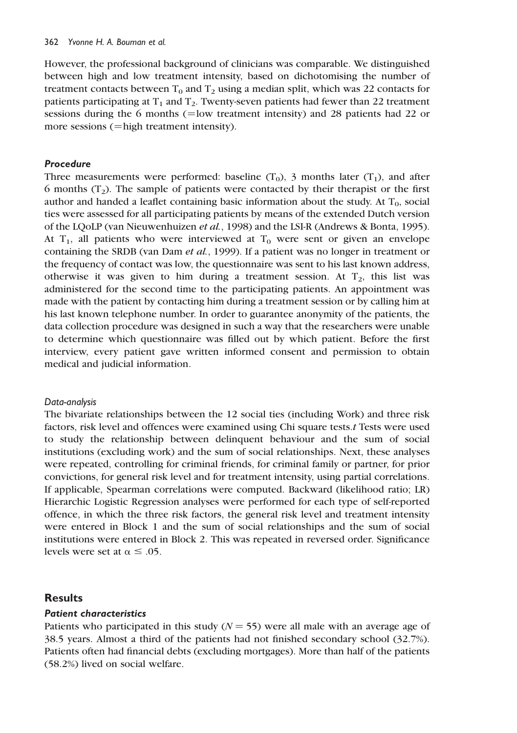However, the professional background of clinicians was comparable. We distinguished between high and low treatment intensity, based on dichotomising the number of treatment contacts between $T_0$ and $T_2$ using a median split, which was 22 contacts for patients participating at $T_1$ and $T_2$. Twenty-seven patients had fewer than 22 treatment sessions during the 6 months (=low treatment intensity) and 28 patients had 22 or more sessions (=high treatment intensity).

### *Procedure*

Three measurements were performed: baseline ($T_0$), 3 months later ($T_1$), and after 6 months ($T_2$). The sample of patients were contacted by their therapist or the first author and handed a leaflet containing basic information about the study. At $T_0$, social ties were assessed for all participating patients by means of the extended Dutch version of the LQoLP (van Nieuwenhuizen *et al.*, 1998) and the LSI-R (Andrews & Bonta, 1995). At $T_1$, all patients who were interviewed at $T_0$ were sent or given an envelope containing the SRDB (van Dam *et al.*, 1999). If a patient was no longer in treatment or the frequency of contact was low, the questionnaire was sent to his last known address, otherwise it was given to him during a treatment session. At $T_2$, this list was administered for the second time to the participating patients. An appointment was made with the patient by contacting him during a treatment session or by calling him at his last known telephone number. In order to guarantee anonymity of the patients, the data collection procedure was designed in such a way that the researchers were unable to determine which questionnaire was filled out by which patient. Before the first interview, every patient gave written informed consent and permission to obtain medical and judicial information.

#### *Data-analysis*

The bivariate relationships between the 12 social ties (including Work) and three risk factors, risk level and offences were examined using Chi square tests.*t* Tests were used to study the relationship between delinquent behaviour and the sum of social institutions (excluding work) and the sum of social relationships. Next, these analyses were repeated, controlling for criminal friends, for criminal family or partner, for prior convictions, for general risk level and for treatment intensity, using partial correlations. If applicable, Spearman correlations were computed. Backward (likelihood ratio; LR) Hierarchic Logistic Regression analyses were performed for each type of self-reported offence, in which the three risk factors, the general risk level and treatment intensity were entered in Block 1 and the sum of social relationships and the sum of social institutions were entered in Block 2. This was repeated in reversed order. Significance levels were set at $\alpha \leq .05$.

## Results

### *Patient characteristics*

Patients who participated in this study ($N = 55$) were all male with an average age of 38.5 years. Almost a third of the patients had not finished secondary school (32.7%). Patients often had financial debts (excluding mortgages). More than half of the patients (58.2%) lived on social welfare.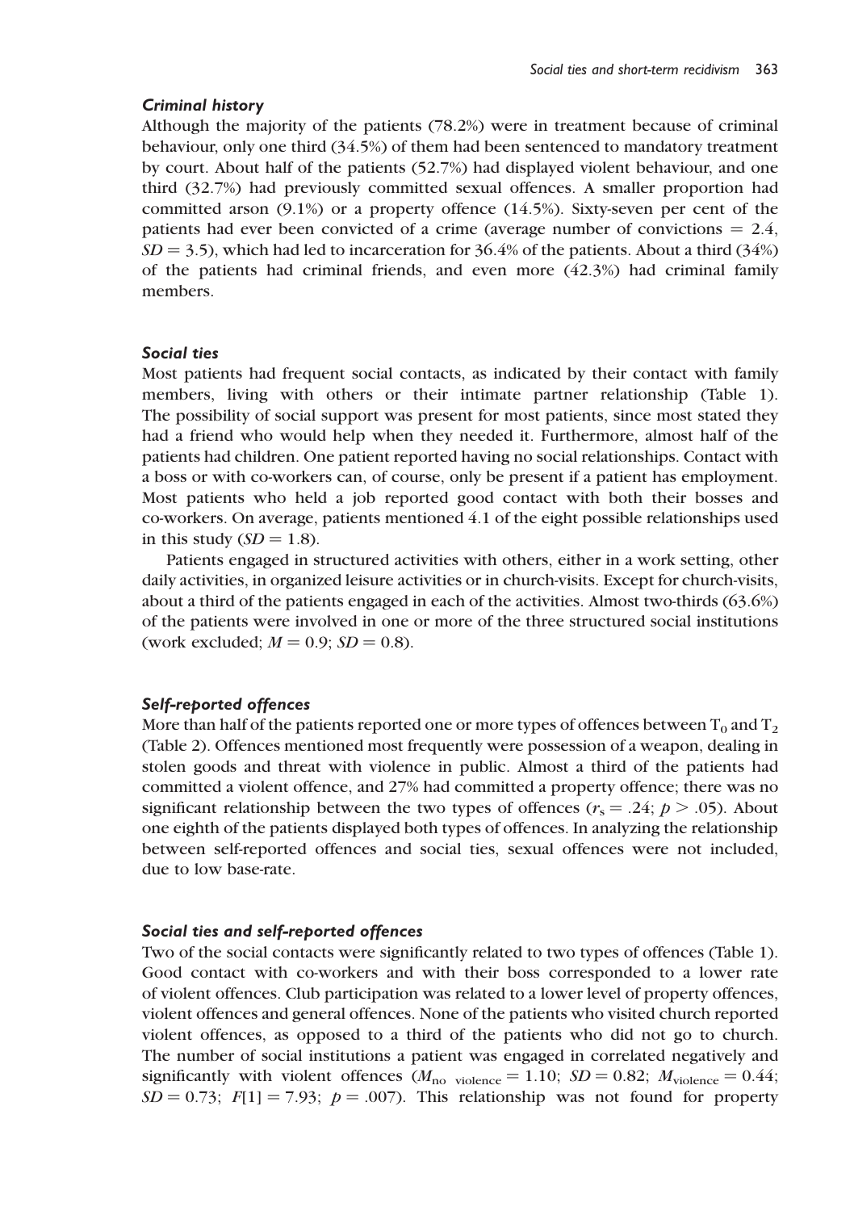### Criminal history

Although the majority of the patients (78.2%) were in treatment because of criminal behaviour, only one third (34.5%) of them had been sentenced to mandatory treatment by court. About half of the patients (52.7%) had displayed violent behaviour, and one third (32.7%) had previously committed sexual offences. A smaller proportion had committed arson (9.1%) or a property offence (14.5%). Sixty-seven per cent of the patients had ever been convicted of a crime (average number of convictions = 2.4, $SD = 3.5$), which had led to incarceration for 36.4% of the patients. About a third (34%) of the patients had criminal friends, and even more (42.3%) had criminal family members.

### Social ties

Most patients had frequent social contacts, as indicated by their contact with family members, living with others or their intimate partner relationship (Table 1). The possibility of social support was present for most patients, since most stated they had a friend who would help when they needed it. Furthermore, almost half of the patients had children. One patient reported having no social relationships. Contact with a boss or with co-workers can, of course, only be present if a patient has employment. Most patients who held a job reported good contact with both their bosses and co-workers. On average, patients mentioned 4.1 of the eight possible relationships used in this study ($SD = 1.8$).

Patients engaged in structured activities with others, either in a work setting, other daily activities, in organized leisure activities or in church-visits. Except for church-visits, about a third of the patients engaged in each of the activities. Almost two-thirds (63.6%) of the patients were involved in one or more of the three structured social institutions (work excluded; $M = 0.9$; $SD = 0.8$).

### Self-reported offences

More than half of the patients reported one or more types of offences between $T_0$ and $T_2$ (Table 2). Offences mentioned most frequently were possession of a weapon, dealing in stolen goods and threat with violence in public. Almost a third of the patients had committed a violent offence, and 27% had committed a property offence; there was no significant relationship between the two types of offences ($r_s = .24$; $p > .05$). About one eighth of the patients displayed both types of offences. In analyzing the relationship between self-reported offences and social ties, sexual offences were not included, due to low base-rate.

### Social ties and self-reported offences

Two of the social contacts were significantly related to two types of offences (Table 1). Good contact with co-workers and with their boss corresponded to a lower rate of violent offences. Club participation was related to a lower level of property offences, violent offences and general offences. None of the patients who visited church reported violent offences, as opposed to a third of the patients who did not go to church. The number of social institutions a patient was engaged in correlated negatively and significantly with violent offences ($M_{\text{no violence}} = 1.10$; $SD = 0.82$; $M_{\text{violence}} = 0.44$; $SD = 0.73$; $F[1] = 7.93$; $p = .007$). This relationship was not found for property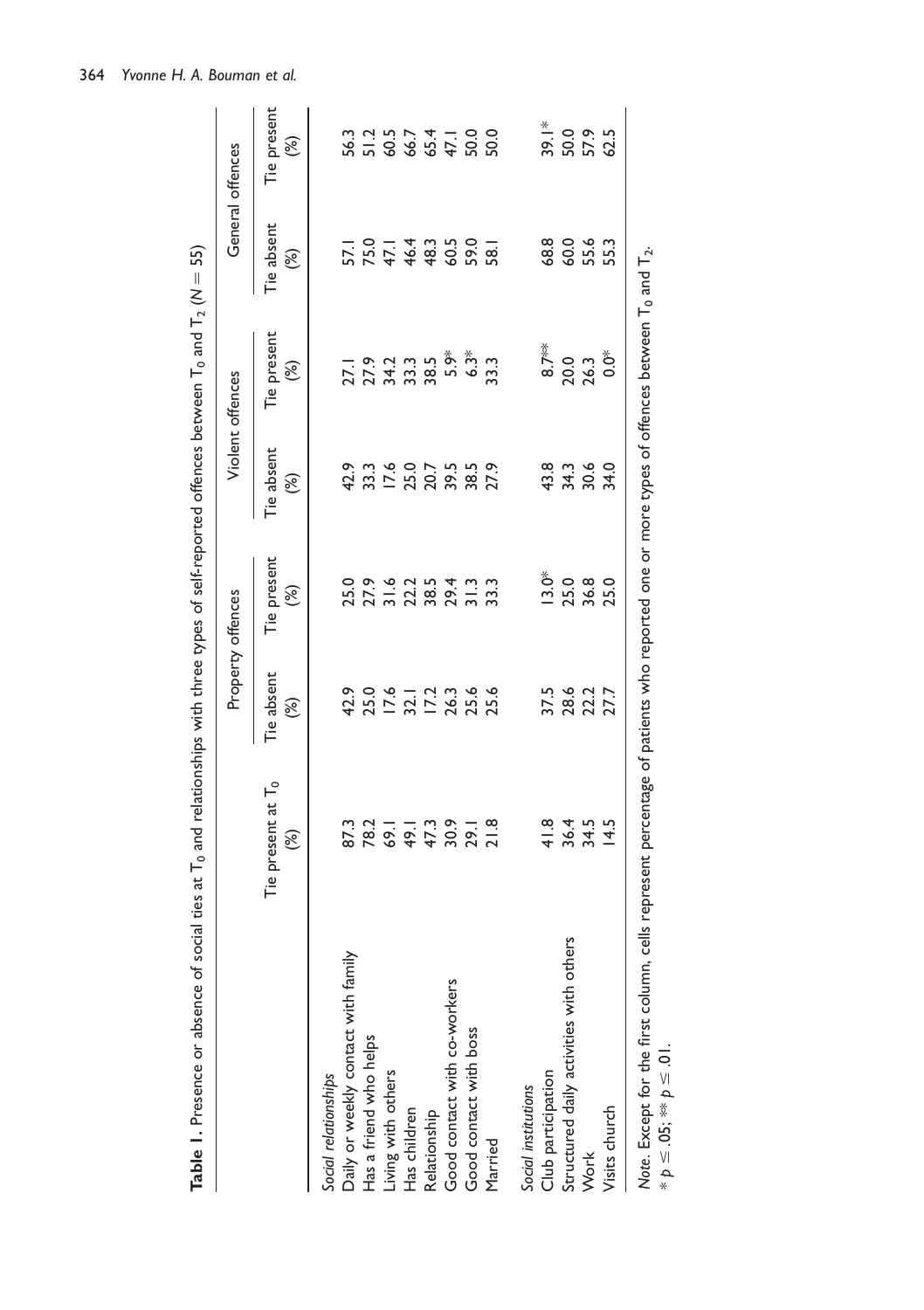**Table 1.** Presence or absence of social ties at $T_0$ and relationships with three types of self-reported offences between $T_0$ and $T_2$ ($N = 55$)

| | Tie present at $T_0$ (%) | Property offences | | Violent offences | | General offences | |
|---|---|---|---|---|---|---|---|
| | | Tie absent (%) | Tie present (%) | Tie absent (%) | Tie present (%) | Tie absent (%) | Tie present (%) |
| *Social relationships* | | | | | | | |
| Daily or weekly contact with family | 87.3 | 42.9 | 25.0 | 42.9 | 27.1 | 57.1 | 56.3 |
| Has a friend who helps | 78.2 | 25.0 | 27.9 | 33.3 | 27.9 | 75.0 | 51.2 |
| Living with others | 69.1 | 17.6 | 31.6 | 17.6 | 34.2 | 47.1 | 60.5 |
| Has children | 49.1 | 32.1 | 22.2 | 25.0 | 33.3 | 46.4 | 66.7 |
| Relationship | 47.3 | 17.2 | 38.5 | 20.7 | 38.5 | 48.3 | 65.4 |
| Good contact with co-workers | 30.9 | 26.3 | 29.4 | 39.5 | 5.9* | 60.5 | 47.1 |
| Good contact with boss | 29.1 | 25.6 | 31.3 | 38.5 | 6.3* | 59.0 | 50.0 |
| Married | 21.8 | 25.6 | 33.3 | 27.9 | 33.3 | 58.1 | 50.0 |
| *Social institutions* | | | | | | | |
| Club participation | 41.8 | 37.5 | 13.0* | 43.8 | 8.7** | 68.8 | 39.1* |
| Structured daily activities with others | 36.4 | 28.6 | 25.0 | 34.3 | 20.0 | 60.0 | 50.0 |
| Work | 34.5 | 22.2 | 36.8 | 30.6 | 26.3 | 55.6 | 57.9 |
| Visits church | 14.5 | 27.7 | 25.0 | 34.0 | 0.0* | 55.3 | 62.5 |

*Note.* Except for the first column, cells represent percentage of patients who reported one or more types of offences between $T_0$ and $T_2$.
* $p \leq .05$; ** $p \leq .01$.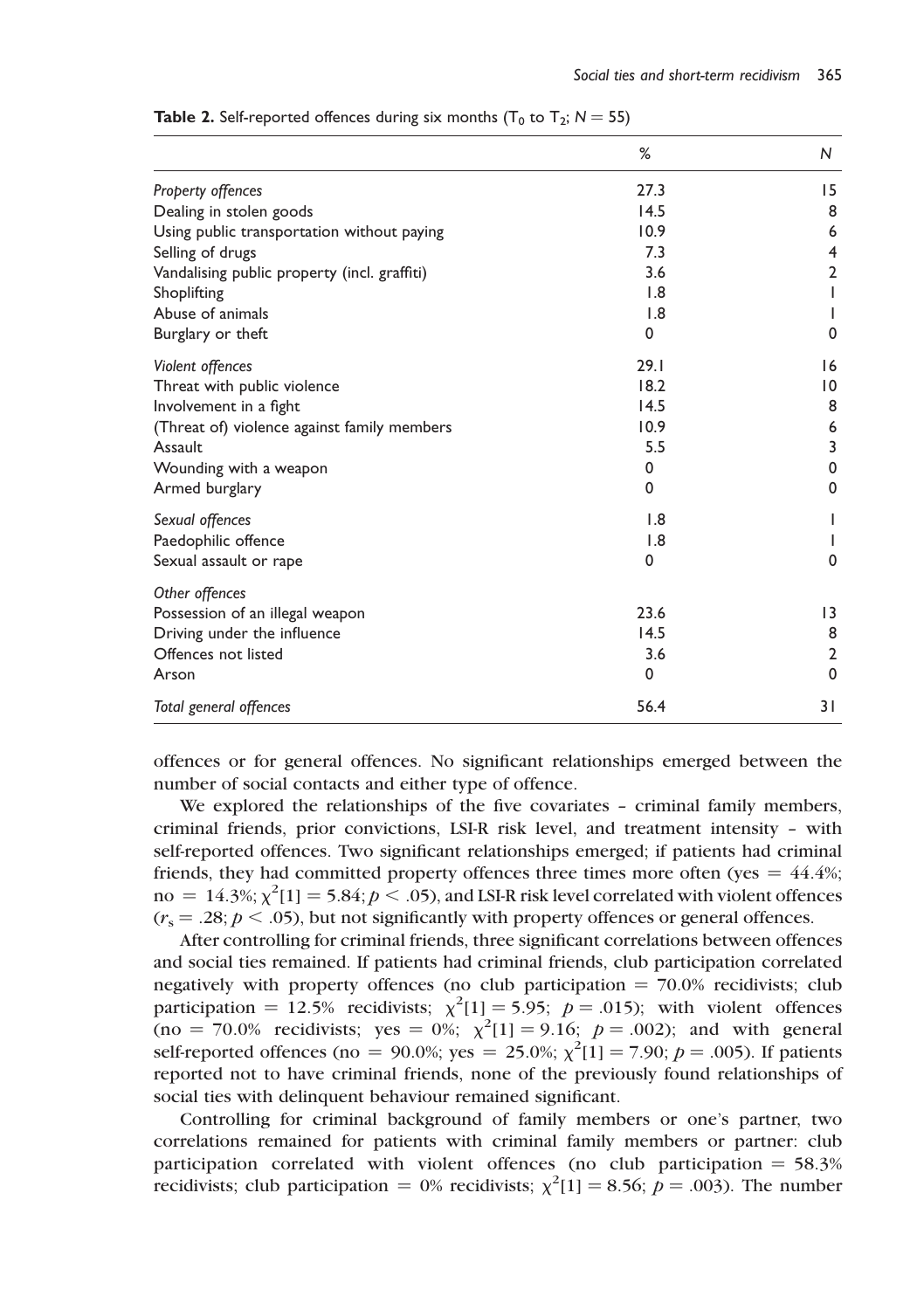**Table 2.** Self-reported offences during six months ($T_0$ to $T_2$; $N = 55$)

| | % | N |
|---|---|---|
| *Property offences* | 27.3 | 15 |
| Dealing in stolen goods | 14.5 | 8 |
| Using public transportation without paying | 10.9 | 6 |
| Selling of drugs | 7.3 | 4 |
| Vandalising public property (incl. graffiti) | 3.6 | 2 |
| Shoplifting | 1.8 | 1 |
| Abuse of animals | 1.8 | 1 |
| Burglary or theft | 0 | 0 |
| *Violent offences* | 29.1 | 16 |
| Threat with public violence | 18.2 | 10 |
| Involvement in a fight | 14.5 | 8 |
| (Threat of) violence against family members | 10.9 | 6 |
| Assault | 5.5 | 3 |
| Wounding with a weapon | 0 | 0 |
| Armed burglary | 0 | 0 |
| *Sexual offences* | 1.8 | 1 |
| Paedophilic offence | 1.8 | 1 |
| Sexual assault or rape | 0 | 0 |
| *Other offences* | | |
| Possession of an illegal weapon | 23.6 | 13 |
| Driving under the influence | 14.5 | 8 |
| Offences not listed | 3.6 | 2 |
| Arson | 0 | 0 |
| *Total general offences* | 56.4 | 31 |

offences or for general offences. No significant relationships emerged between the number of social contacts and either type of offence.

We explored the relationships of the five covariates – criminal family members, criminal friends, prior convictions, LSI-R risk level, and treatment intensity – with self-reported offences. Two significant relationships emerged; if patients had criminal friends, they had committed property offences three times more often (yes = 44.4%; no = 14.3%; $\chi^2[1] = 5.84$; $p < .05$), and LSI-R risk level correlated with violent offences ($r_s = .28$; $p < .05$), but not significantly with property offences or general offences.

After controlling for criminal friends, three significant correlations between offences and social ties remained. If patients had criminal friends, club participation correlated negatively with property offences (no club participation = 70.0% recidivists; club participation = 12.5% recidivists; $\chi^2[1] = 5.95$; $p = .015$); with violent offences (no = 70.0% recidivists; yes = 0%; $\chi^2[1] = 9.16$; $p = .002$); and with general self-reported offences (no = 90.0%; yes = 25.0%; $\chi^2[1] = 7.90$; $p = .005$). If patients reported not to have criminal friends, none of the previously found relationships of social ties with delinquent behaviour remained significant.

Controlling for criminal background of family members or one's partner, two correlations remained for patients with criminal family members or partner: club participation correlated with violent offences (no club participation = 58.3% recidivists; club participation = 0% recidivists; $\chi^2[1] = 8.56$; $p = .003$). The number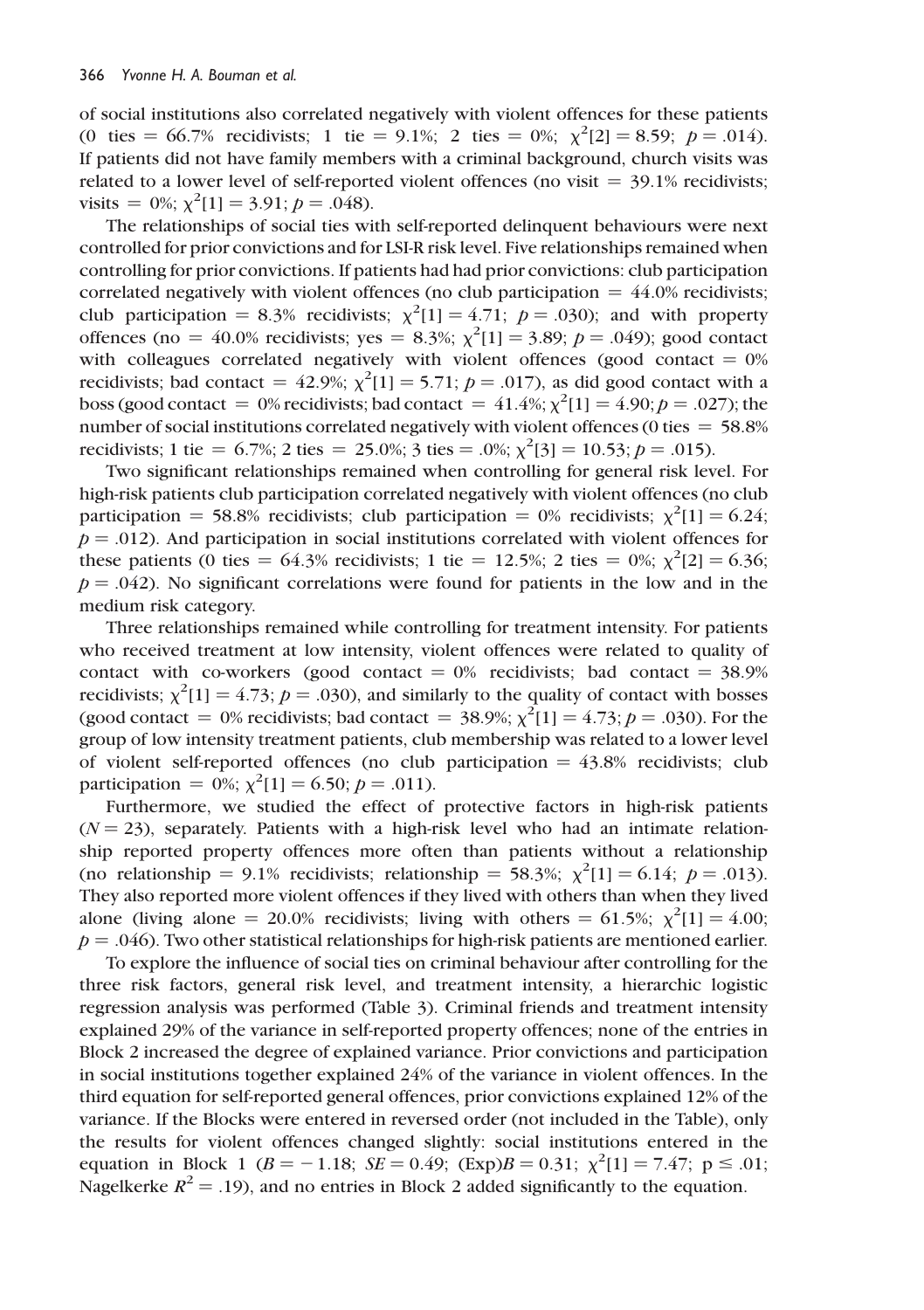of social institutions also correlated negatively with violent offences for these patients (0 ties = 66.7% recidivists; 1 tie = 9.1%; 2 ties = 0%; $\chi^2[2] = 8.59$; $p = .014$). If patients did not have family members with a criminal background, church visits was related to a lower level of self-reported violent offences (no visit = 39.1% recidivists; visits = 0%; $\chi^2[1] = 3.91$; $p = .048$).

The relationships of social ties with self-reported delinquent behaviours were next controlled for prior convictions and for LSI-R risk level. Five relationships remained when controlling for prior convictions. If patients had had prior convictions: club participation correlated negatively with violent offences (no club participation = 44.0% recidivists; club participation = 8.3% recidivists; $\chi^2[1] = 4.71$; $p = .030$); and with property offences (no = 40.0% recidivists; yes = 8.3%; $\chi^2[1] = 3.89$; $p = .049$); good contact with colleagues correlated negatively with violent offences (good contact = 0% recidivists; bad contact = 42.9%; $\chi^2[1] = 5.71$; $p = .017$), as did good contact with a boss (good contact = 0% recidivists; bad contact = 41.4%; $\chi^2[1] = 4.90$; $p = .027$); the number of social institutions correlated negatively with violent offences (0 ties = 58.8% recidivists; 1 tie = 6.7%; 2 ties = 25.0%; 3 ties = .0%; $\chi^2[3] = 10.53$; $p = .015$).

Two significant relationships remained when controlling for general risk level. For high-risk patients club participation correlated negatively with violent offences (no club participation = 58.8% recidivists; club participation = 0% recidivists; $\chi^2[1] = 6.24$; $p = .012$). And participation in social institutions correlated with violent offences for these patients (0 ties = 64.3% recidivists; 1 tie = 12.5%; 2 ties = 0%; $\chi^2[2] = 6.36$; $p = .042$). No significant correlations were found for patients in the low and in the medium risk category.

Three relationships remained while controlling for treatment intensity. For patients who received treatment at low intensity, violent offences were related to quality of contact with co-workers (good contact = 0% recidivists; bad contact = 38.9% recidivists; $\chi^2[1] = 4.73$; $p = .030$), and similarly to the quality of contact with bosses (good contact = 0% recidivists; bad contact = 38.9%; $\chi^2[1] = 4.73$; $p = .030$). For the group of low intensity treatment patients, club membership was related to a lower level of violent self-reported offences (no club participation = 43.8% recidivists; club participation = 0%; $\chi^2[1] = 6.50$; $p = .011$).

Furthermore, we studied the effect of protective factors in high-risk patients ($N = 23$), separately. Patients with a high-risk level who had an intimate relationship reported property offences more often than patients without a relationship (no relationship = 9.1% recidivists; relationship = 58.3%; $\chi^2[1] = 6.14$; $p = .013$). They also reported more violent offences if they lived with others than when they lived alone (living alone = 20.0% recidivists; living with others = 61.5%; $\chi^2[1] = 4.00$; $p = .046$). Two other statistical relationships for high-risk patients are mentioned earlier.

To explore the influence of social ties on criminal behaviour after controlling for the three risk factors, general risk level, and treatment intensity, a hierarchic logistic regression analysis was performed (Table 3). Criminal friends and treatment intensity explained 29% of the variance in self-reported property offences; none of the entries in Block 2 increased the degree of explained variance. Prior convictions and participation in social institutions together explained 24% of the variance in violent offences. In the third equation for self-reported general offences, prior convictions explained 12% of the variance. If the Blocks were entered in reversed order (not included in the Table), only the results for violent offences changed slightly: social institutions entered in the equation in Block 1 ($B = -1.18$; $SE = 0.49$; $(\text{Exp})B = 0.31$; $\chi^2[1] = 7.47$; $p \leq .01$; Nagelkerke $R^2 = .19$), and no entries in Block 2 added significantly to the equation.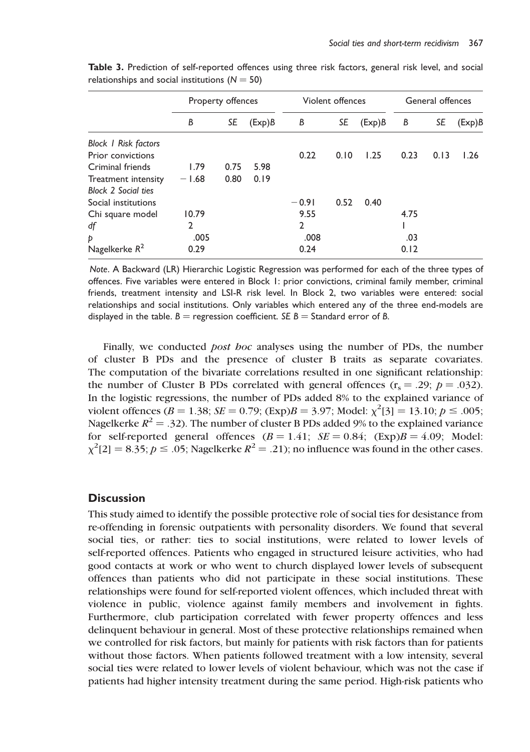**Table 3.** Prediction of self-reported offences using three risk factors, general risk level, and social relationships and social institutions ($N = 50$)

| | Property offences | | | Violent offences | | | General offences | | |
|---|---|---|---|---|---|---|---|---|---|
| | $B$ | $SE$ | (Exp)$B$ | $B$ | $SE$ | (Exp)$B$ | $B$ | $SE$ | (Exp)$B$ |
| *Block 1 Risk factors* | | | | | | | | | |
| Prior convictions | | | | 0.22 | 0.10 | 1.25 | 0.23 | 0.13 | 1.26 |
| Criminal friends | 1.79 | 0.75 | 5.98 | | | | | | |
| Treatment intensity | −1.68 | 0.80 | 0.19 | | | | | | |
| *Block 2 Social ties* | | | | | | | | | |
| Social institutions | | | | −0.91 | 0.52 | 0.40 | | | |
| Chi square model | 10.79 | | | 9.55 | | | 4.75 | | |
| $df$ | 2 | | | 2 | | | 1 | | |
| $p$ | .005 | | | .008 | | | .03 | | |
| Nagelkerke $R^2$ | 0.29 | | | 0.24 | | | 0.12 | | |

*Note*. A Backward (LR) Hierarchic Logistic Regression was performed for each of the three types of offences. Five variables were entered in Block 1: prior convictions, criminal family member, criminal friends, treatment intensity and LSI-R risk level. In Block 2, two variables were entered: social relationships and social institutions. Only variables which entered any of the three end-models are displayed in the table. $B$ = regression coefficient. $SE$ $B$ = Standard error of $B$.

Finally, we conducted *post hoc* analyses using the number of PDs, the number of cluster B PDs and the presence of cluster B traits as separate covariates. The computation of the bivariate correlations resulted in one significant relationship: the number of Cluster B PDs correlated with general offences ($r_s = .29$; $p = .032$). In the logistic regressions, the number of PDs added 8% to the explained variance of violent offences ($B = 1.38$; $SE = 0.79$; (Exp)$B = 3.97$; Model: $\chi^2[3] = 13.10$; $p \leq .005$; Nagelkerke $R^2 = .32$). The number of cluster B PDs added 9% to the explained variance for self-reported general offences ($B = 1.41$; $SE = 0.84$; (Exp)$B = 4.09$; Model: $\chi^2[2] = 8.35$; $p \leq .05$; Nagelkerke $R^2 = .21$); no influence was found in the other cases.

## Discussion

This study aimed to identify the possible protective role of social ties for desistance from re-offending in forensic outpatients with personality disorders. We found that several social ties, or rather: ties to social institutions, were related to lower levels of self-reported offences. Patients who engaged in structured leisure activities, who had good contacts at work or who went to church displayed lower levels of subsequent offences than patients who did not participate in these social institutions. These relationships were found for self-reported violent offences, which included threat with violence in public, violence against family members and involvement in fights. Furthermore, club participation correlated with fewer property offences and less delinquent behaviour in general. Most of these protective relationships remained when we controlled for risk factors, but mainly for patients with risk factors than for patients without those factors. When patients followed treatment with a low intensity, several social ties were related to lower levels of violent behaviour, which was not the case if patients had higher intensity treatment during the same period. High-risk patients who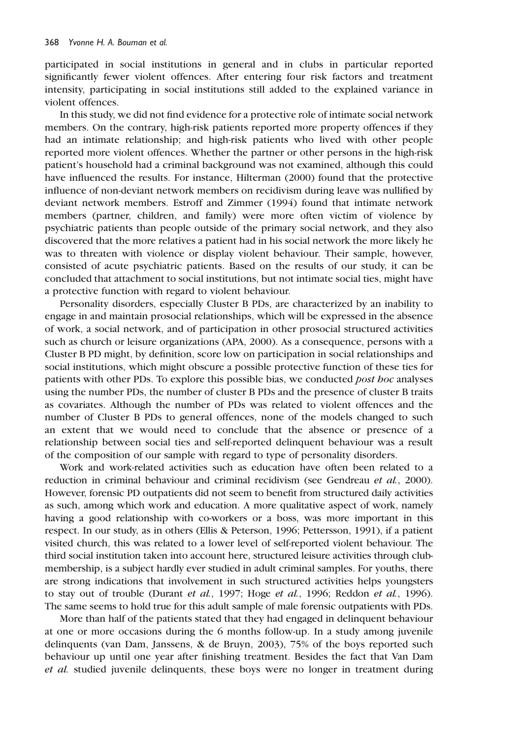participated in social institutions in general and in clubs in particular reported significantly fewer violent offences. After entering four risk factors and treatment intensity, participating in social institutions still added to the explained variance in violent offences.

In this study, we did not find evidence for a protective role of intimate social network members. On the contrary, high-risk patients reported more property offences if they had an intimate relationship; and high-risk patients who lived with other people reported more violent offences. Whether the partner or other persons in the high-risk patient's household had a criminal background was not examined, although this could have influenced the results. For instance, Hilterman (2000) found that the protective influence of non-deviant network members on recidivism during leave was nullified by deviant network members. Estroff and Zimmer (1994) found that intimate network members (partner, children, and family) were more often victim of violence by psychiatric patients than people outside of the primary social network, and they also discovered that the more relatives a patient had in his social network the more likely he was to threaten with violence or display violent behaviour. Their sample, however, consisted of acute psychiatric patients. Based on the results of our study, it can be concluded that attachment to social institutions, but not intimate social ties, might have a protective function with regard to violent behaviour.

Personality disorders, especially Cluster B PDs, are characterized by an inability to engage in and maintain prosocial relationships, which will be expressed in the absence of work, a social network, and of participation in other prosocial structured activities such as church or leisure organizations (APA, 2000). As a consequence, persons with a Cluster B PD might, by definition, score low on participation in social relationships and social institutions, which might obscure a possible protective function of these ties for patients with other PDs. To explore this possible bias, we conducted *post hoc* analyses using the number PDs, the number of cluster B PDs and the presence of cluster B traits as covariates. Although the number of PDs was related to violent offences and the number of Cluster B PDs to general offences, none of the models changed to such an extent that we would need to conclude that the absence or presence of a relationship between social ties and self-reported delinquent behaviour was a result of the composition of our sample with regard to type of personality disorders.

Work and work-related activities such as education have often been related to a reduction in criminal behaviour and criminal recidivism (see Gendreau *et al.*, 2000). However, forensic PD outpatients did not seem to benefit from structured daily activities as such, among which work and education. A more qualitative aspect of work, namely having a good relationship with co-workers or a boss, was more important in this respect. In our study, as in others (Ellis & Peterson, 1996; Pettersson, 1991), if a patient visited church, this was related to a lower level of self-reported violent behaviour. The third social institution taken into account here, structured leisure activities through club-membership, is a subject hardly ever studied in adult criminal samples. For youths, there are strong indications that involvement in such structured activities helps youngsters to stay out of trouble (Durant *et al.*, 1997; Hoge *et al.*, 1996; Reddon *et al.*, 1996). The same seems to hold true for this adult sample of male forensic outpatients with PDs.

More than half of the patients stated that they had engaged in delinquent behaviour at one or more occasions during the 6 months follow-up. In a study among juvenile delinquents (van Dam, Janssens, & de Bruyn, 2003), 75% of the boys reported such behaviour up until one year after finishing treatment. Besides the fact that Van Dam *et al.* studied juvenile delinquents, these boys were no longer in treatment during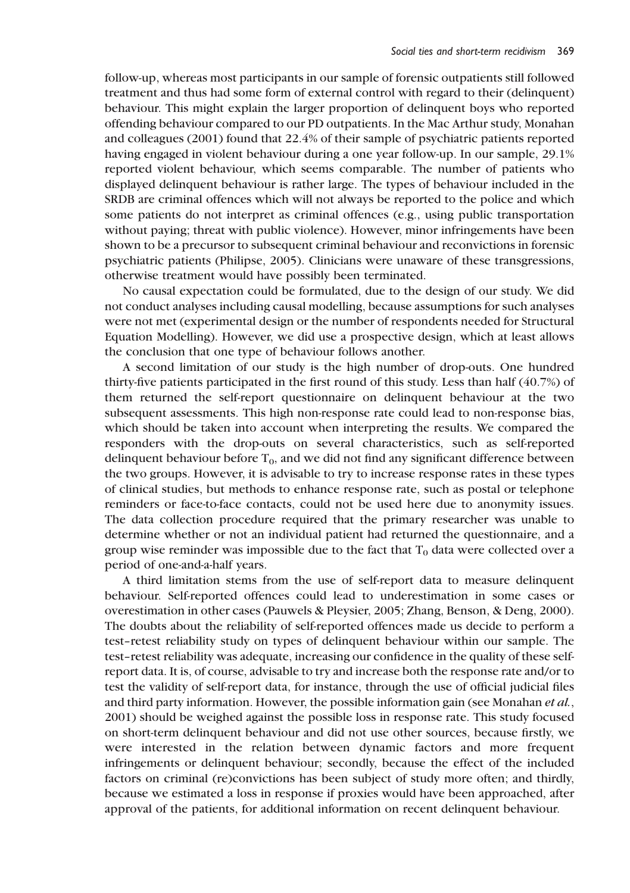follow-up, whereas most participants in our sample of forensic outpatients still followed treatment and thus had some form of external control with regard to their (delinquent) behaviour. This might explain the larger proportion of delinquent boys who reported offending behaviour compared to our PD outpatients. In the Mac Arthur study, Monahan and colleagues (2001) found that 22.4% of their sample of psychiatric patients reported having engaged in violent behaviour during a one year follow-up. In our sample, 29.1% reported violent behaviour, which seems comparable. The number of patients who displayed delinquent behaviour is rather large. The types of behaviour included in the SRDB are criminal offences which will not always be reported to the police and which some patients do not interpret as criminal offences (e.g., using public transportation without paying; threat with public violence). However, minor infringements have been shown to be a precursor to subsequent criminal behaviour and reconvictions in forensic psychiatric patients (Philipse, 2005). Clinicians were unaware of these transgressions, otherwise treatment would have possibly been terminated.

No causal expectation could be formulated, due to the design of our study. We did not conduct analyses including causal modelling, because assumptions for such analyses were not met (experimental design or the number of respondents needed for Structural Equation Modelling). However, we did use a prospective design, which at least allows the conclusion that one type of behaviour follows another.

A second limitation of our study is the high number of drop-outs. One hundred thirty-five patients participated in the first round of this study. Less than half (40.7%) of them returned the self-report questionnaire on delinquent behaviour at the two subsequent assessments. This high non-response rate could lead to non-response bias, which should be taken into account when interpreting the results. We compared the responders with the drop-outs on several characteristics, such as self-reported delinquent behaviour before $T_0$, and we did not find any significant difference between the two groups. However, it is advisable to try to increase response rates in these types of clinical studies, but methods to enhance response rate, such as postal or telephone reminders or face-to-face contacts, could not be used here due to anonymity issues. The data collection procedure required that the primary researcher was unable to determine whether or not an individual patient had returned the questionnaire, and a group wise reminder was impossible due to the fact that $T_0$ data were collected over a period of one-and-a-half years.

A third limitation stems from the use of self-report data to measure delinquent behaviour. Self-reported offences could lead to underestimation in some cases or overestimation in other cases (Pauwels & Pleysier, 2005; Zhang, Benson, & Deng, 2000). The doubts about the reliability of self-reported offences made us decide to perform a test–retest reliability study on types of delinquent behaviour within our sample. The test–retest reliability was adequate, increasing our confidence in the quality of these self-report data. It is, of course, advisable to try and increase both the response rate and/or to test the validity of self-report data, for instance, through the use of official judicial files and third party information. However, the possible information gain (see Monahan *et al.*, 2001) should be weighed against the possible loss in response rate. This study focused on short-term delinquent behaviour and did not use other sources, because firstly, we were interested in the relation between dynamic factors and more frequent infringements or delinquent behaviour; secondly, because the effect of the included factors on criminal (re)convictions has been subject of study more often; and thirdly, because we estimated a loss in response if proxies would have been approached, after approval of the patients, for additional information on recent delinquent behaviour.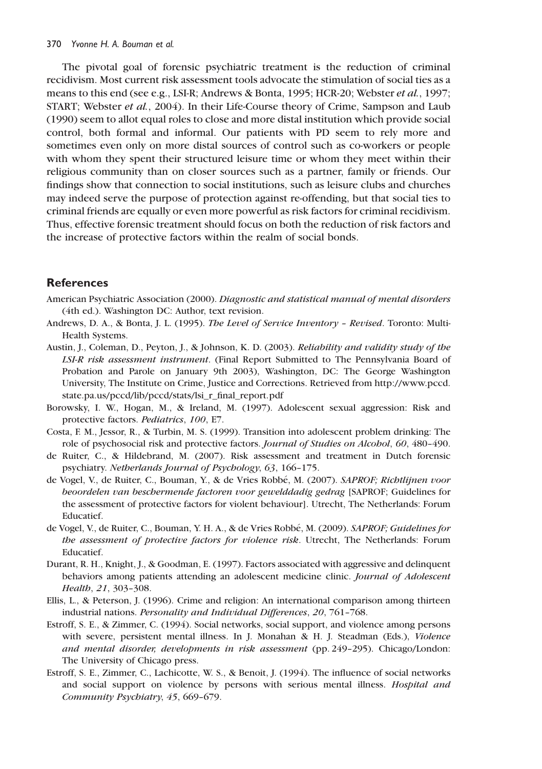The pivotal goal of forensic psychiatric treatment is the reduction of criminal recidivism. Most current risk assessment tools advocate the stimulation of social ties as a means to this end (see e.g., LSI-R; Andrews & Bonta, 1995; HCR-20; Webster *et al.*, 1997; START; Webster *et al.*, 2004). In their Life-Course theory of Crime, Sampson and Laub (1990) seem to allot equal roles to close and more distal institution which provide social control, both formal and informal. Our patients with PD seem to rely more and sometimes even only on more distal sources of control such as co-workers or people with whom they spent their structured leisure time or whom they meet within their religious community than on closer sources such as a partner, family or friends. Our findings show that connection to social institutions, such as leisure clubs and churches may indeed serve the purpose of protection against re-offending, but that social ties to criminal friends are equally or even more powerful as risk factors for criminal recidivism. Thus, effective forensic treatment should focus on both the reduction of risk factors and the increase of protective factors within the realm of social bonds.

## References

American Psychiatric Association (2000). *Diagnostic and statistical manual of mental disorders* (4th ed.). Washington DC: Author, text revision.

Andrews, D. A., & Bonta, J. L. (1995). *The Level of Service Inventory – Revised*. Toronto: Multi-Health Systems.

Austin, J., Coleman, D., Peyton, J., & Johnson, K. D. (2003). *Reliability and validity study of the LSI-R risk assessment instrument*. (Final Report Submitted to The Pennsylvania Board of Probation and Parole on January 9th 2003), Washington, DC: The George Washington University, The Institute on Crime, Justice and Corrections. Retrieved from http://www.pccd.state.pa.us/pccd/lib/pccd/stats/lsi_r_final_report.pdf

Borowsky, I. W., Hogan, M., & Ireland, M. (1997). Adolescent sexual aggression: Risk and protective factors. *Pediatrics*, *100*, E7.

Costa, F. M., Jessor, R., & Turbin, M. S. (1999). Transition into adolescent problem drinking: The role of psychosocial risk and protective factors. *Journal of Studies on Alcohol*, *60*, 480–490.

de Ruiter, C., & Hildebrand, M. (2007). Risk assessment and treatment in Dutch forensic psychiatry. *Netherlands Journal of Psychology*, *63*, 166–175.

de Vogel, V., de Ruiter, C., Bouman, Y., & de Vries Robbé, M. (2007). *SAPROF; Richtlijnen voor beoordelen van beschermende factoren voor gewelddadig gedrag* [SAPROF; Guidelines for the assessment of protective factors for violent behaviour]. Utrecht, The Netherlands: Forum Educatief.

de Vogel, V., de Ruiter, C., Bouman, Y. H. A., & de Vries Robbé, M. (2009). *SAPROF; Guidelines for the assessment of protective factors for violence risk*. Utrecht, The Netherlands: Forum Educatief.

Durant, R. H., Knight, J., & Goodman, E. (1997). Factors associated with aggressive and delinquent behaviors among patients attending an adolescent medicine clinic. *Journal of Adolescent Health*, *21*, 303–308.

Ellis, L., & Peterson, J. (1996). Crime and religion: An international comparison among thirteen industrial nations. *Personality and Individual Differences*, *20*, 761–768.

Estroff, S. E., & Zimmer, C. (1994). Social networks, social support, and violence among persons with severe, persistent mental illness. In J. Monahan & H. J. Steadman (Eds.), *Violence and mental disorder, developments in risk assessment* (pp. 249–295). Chicago/London: The University of Chicago press.

Estroff, S. E., Zimmer, C., Lachicotte, W. S., & Benoit, J. (1994). The influence of social networks and social support on violence by persons with serious mental illness. *Hospital and Community Psychiatry*, *45*, 669–679.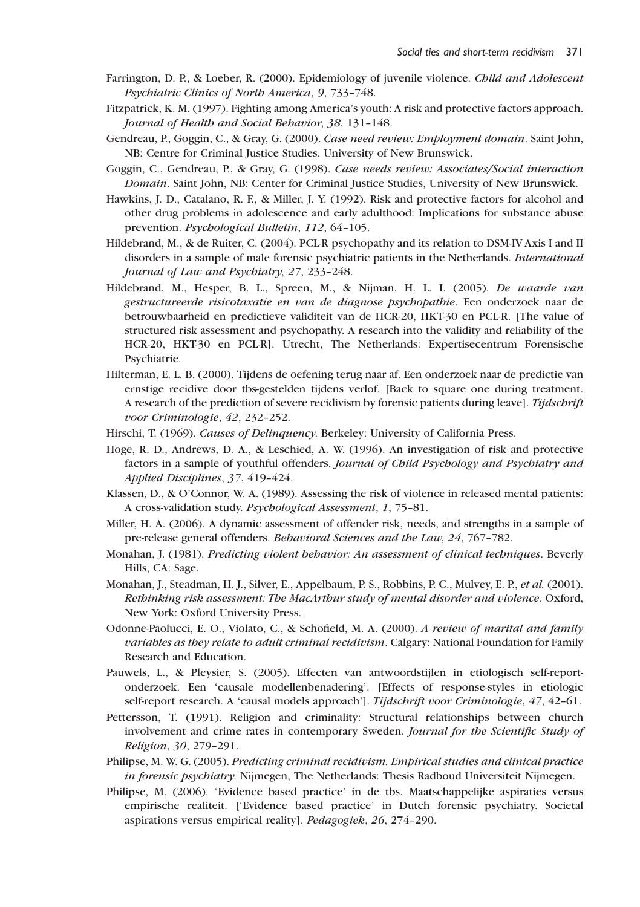Farrington, D. P., & Loeber, R. (2000). Epidemiology of juvenile violence. *Child and Adolescent Psychiatric Clinics of North America*, *9*, 733–748.

Fitzpatrick, K. M. (1997). Fighting among America's youth: A risk and protective factors approach. *Journal of Health and Social Behavior*, *38*, 131–148.

Gendreau, P., Goggin, C., & Gray, G. (2000). *Case need review: Employment domain*. Saint John, NB: Centre for Criminal Justice Studies, University of New Brunswick.

Goggin, C., Gendreau, P., & Gray, G. (1998). *Case needs review: Associates/Social interaction Domain*. Saint John, NB: Center for Criminal Justice Studies, University of New Brunswick.

Hawkins, J. D., Catalano, R. F., & Miller, J. Y. (1992). Risk and protective factors for alcohol and other drug problems in adolescence and early adulthood: Implications for substance abuse prevention. *Psychological Bulletin*, *112*, 64–105.

Hildebrand, M., & de Ruiter, C. (2004). PCL-R psychopathy and its relation to DSM-IV Axis I and II disorders in a sample of male forensic psychiatric patients in the Netherlands. *International Journal of Law and Psychiatry*, *27*, 233–248.

Hildebrand, M., Hesper, B. L., Spreen, M., & Nijman, H. L. I. (2005). *De waarde van gestructureerde risicotaxatie en van de diagnose psychopathie*. Een onderzoek naar de betrouwbaarheid en predictieve validiteit van de HCR-20, HKT-30 en PCL-R. [The value of structured risk assessment and psychopathy. A research into the validity and reliability of the HCR-20, HKT-30 en PCL-R]. Utrecht, The Netherlands: Expertisecentrum Forensische Psychiatrie.

Hilterman, E. L. B. (2000). Tijdens de oefening terug naar af. Een onderzoek naar de predictie van ernstige recidive door tbs-gestelden tijdens verlof. [Back to square one during treatment. A research of the prediction of severe recidivism by forensic patients during leave]. *Tijdschrift voor Criminologie*, *42*, 232–252.

Hirschi, T. (1969). *Causes of Delinquency.* Berkeley: University of California Press.

Hoge, R. D., Andrews, D. A., & Leschied, A. W. (1996). An investigation of risk and protective factors in a sample of youthful offenders. *Journal of Child Psychology and Psychiatry and Applied Disciplines*, *37*, 419–424.

Klassen, D., & O'Connor, W. A. (1989). Assessing the risk of violence in released mental patients: A cross-validation study. *Psychological Assessment*, *1*, 75–81.

Miller, H. A. (2006). A dynamic assessment of offender risk, needs, and strengths in a sample of pre-release general offenders. *Behavioral Sciences and the Law, 24*, 767–782.

Monahan, J. (1981). *Predicting violent behavior: An assessment of clinical techniques*. Beverly Hills, CA: Sage.

Monahan, J., Steadman, H. J., Silver, E., Appelbaum, P. S., Robbins, P. C., Mulvey, E. P., *et al.* (2001). *Rethinking risk assessment: The MacArthur study of mental disorder and violence*. Oxford, New York: Oxford University Press.

Odonne-Paolucci, E. O., Violato, C., & Schofield, M. A. (2000). *A review of marital and family variables as they relate to adult criminal recidivism*. Calgary: National Foundation for Family Research and Education.

Pauwels, L., & Pleysier, S. (2005). Effecten van antwoordstijlen in etiologisch self-report-onderzoek. Een 'causale modellenbenadering'. [Effects of response-styles in etiologic self-report research. A 'causal models approach']. *Tijdschrift voor Criminologie*, *47*, 42–61.

Pettersson, T. (1991). Religion and criminality: Structural relationships between church involvement and crime rates in contemporary Sweden. *Journal for the Scientific Study of Religion*, *30*, 279–291.

Philipse, M. W. G. (2005). *Predicting criminal recidivism. Empirical studies and clinical practice in forensic psychiatry.* Nijmegen, The Netherlands: Thesis Radboud Universiteit Nijmegen.

Philipse, M. (2006). 'Evidence based practice' in de tbs. Maatschappelijke aspiraties versus empirische realiteit. ['Evidence based practice' in Dutch forensic psychiatry. Societal aspirations versus empirical reality]. *Pedagogiek*, *26*, 274–290.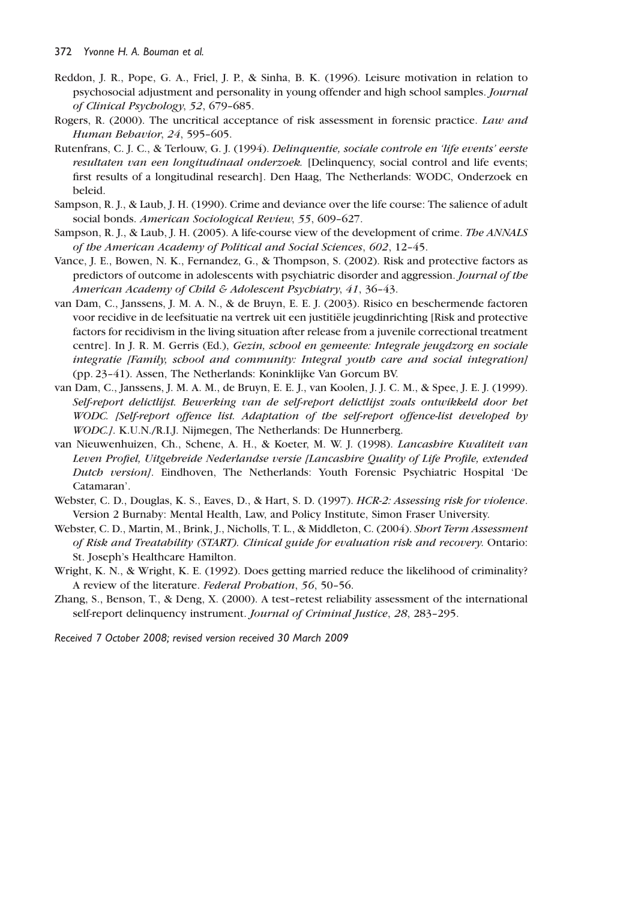Reddon, J. R., Pope, G. A., Friel, J. P., & Sinha, B. K. (1996). Leisure motivation in relation to psychosocial adjustment and personality in young offender and high school samples. *Journal of Clinical Psychology*, *52*, 679–685.

Rogers, R. (2000). The uncritical acceptance of risk assessment in forensic practice. *Law and Human Behavior*, *24*, 595–605.

Rutenfrans, C. J. C., & Terlouw, G. J. (1994). *Delinquentie, sociale controle en 'life events' eerste resultaten van een longitudinaal onderzoek.* [Delinquency, social control and life events; first results of a longitudinal research]. Den Haag, The Netherlands: WODC, Onderzoek en beleid.

Sampson, R. J., & Laub, J. H. (1990). Crime and deviance over the life course: The salience of adult social bonds. *American Sociological Review*, *55*, 609–627.

Sampson, R. J., & Laub, J. H. (2005). A life-course view of the development of crime. *The ANNALS of the American Academy of Political and Social Sciences*, *602*, 12–45.

Vance, J. E., Bowen, N. K., Fernandez, G., & Thompson, S. (2002). Risk and protective factors as predictors of outcome in adolescents with psychiatric disorder and aggression. *Journal of the American Academy of Child & Adolescent Psychiatry*, *41*, 36–43.

van Dam, C., Janssens, J. M. A. N., & de Bruyn, E. E. J. (2003). Risico en beschermende factoren voor recidive in de leefsituatie na vertrek uit een justitiële jeugdinrichting [Risk and protective factors for recidivism in the living situation after release from a juvenile correctional treatment centre]. In J. R. M. Gerris (Ed.), *Gezin, school en gemeente: Integrale jeugdzorg en sociale integratie [Family, school and community: Integral youth care and social integration]* (pp. 23–41). Assen, The Netherlands: Koninklijke Van Gorcum BV.

van Dam, C., Janssens, J. M. A. M., de Bruyn, E. E. J., van Koolen, J. J. C. M., & Spee, J. E. J. (1999). *Self-report delictlijst. Bewerking van de self-report delictlijst zoals ontwikkeld door het WODC. [Self-report offence list. Adaptation of the self-report offence-list developed by WODC.]*. K.U.N./R.I.J. Nijmegen, The Netherlands: De Hunnerberg.

van Nieuwenhuizen, Ch., Schene, A. H., & Koeter, M. W. J. (1998). *Lancashire Kwaliteit van Leven Profiel, Uitgebreide Nederlandse versie [Lancashire Quality of Life Profile, extended Dutch version]*. Eindhoven, The Netherlands: Youth Forensic Psychiatric Hospital 'De Catamaran'.

Webster, C. D., Douglas, K. S., Eaves, D., & Hart, S. D. (1997). *HCR-2: Assessing risk for violence*. Version 2 Burnaby: Mental Health, Law, and Policy Institute, Simon Fraser University.

Webster, C. D., Martin, M., Brink, J., Nicholls, T. L., & Middleton, C. (2004). *Short Term Assessment of Risk and Treatability (START). Clinical guide for evaluation risk and recovery.* Ontario: St. Joseph's Healthcare Hamilton.

Wright, K. N., & Wright, K. E. (1992). Does getting married reduce the likelihood of criminality? A review of the literature. *Federal Probation*, *56*, 50–56.

Zhang, S., Benson, T., & Deng, X. (2000). A test–retest reliability assessment of the international self-report delinquency instrument. *Journal of Criminal Justice*, *28*, 283–295.

*Received 7 October 2008; revised version received 30 March 2009*